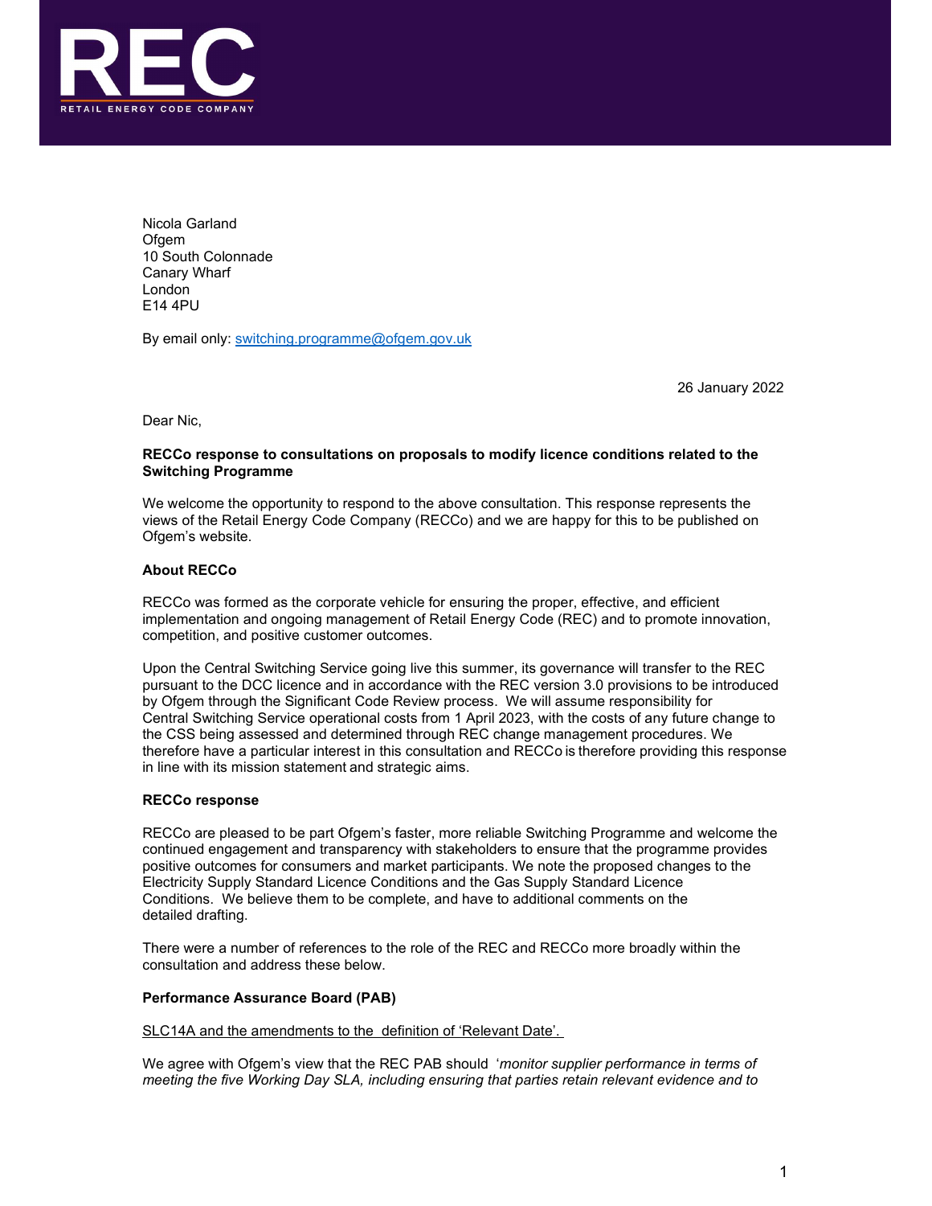REC
RETAIL ENERGY CODE COMPANY

Nicola Garland
Ofgem
10 South Colonnade
Canary Wharf
London
E14 4PU

By email only: switching.programme@ofgem.gov.uk

26 January 2022

Dear Nic,

**RECCo response to consultations on proposals to modify licence conditions related to the Switching Programme**

We welcome the opportunity to respond to the above consultation. This response represents the views of the Retail Energy Code Company (RECCo) and we are happy for this to be published on Ofgem's website.

**About RECCo**

RECCo was formed as the corporate vehicle for ensuring the proper, effective, and efficient implementation and ongoing management of Retail Energy Code (REC) and to promote innovation, competition, and positive customer outcomes.

Upon the Central Switching Service going live this summer, its governance will transfer to the REC pursuant to the DCC licence and in accordance with the REC version 3.0 provisions to be introduced by Ofgem through the Significant Code Review process. We will assume responsibility for Central Switching Service operational costs from 1 April 2023, with the costs of any future change to the CSS being assessed and determined through REC change management procedures. We therefore have a particular interest in this consultation and RECCo is therefore providing this response in line with its mission statement and strategic aims.

**RECCo response**

RECCo are pleased to be part Ofgem's faster, more reliable Switching Programme and welcome the continued engagement and transparency with stakeholders to ensure that the programme provides positive outcomes for consumers and market participants. We note the proposed changes to the Electricity Supply Standard Licence Conditions and the Gas Supply Standard Licence Conditions. We believe them to be complete, and have to additional comments on the detailed drafting.

There were a number of references to the role of the REC and RECCo more broadly within the consultation and address these below.

**Performance Assurance Board (PAB)**

SLC14A and the amendments to the definition of 'Relevant Date'.

We agree with Ofgem's view that the REC PAB should '*monitor supplier performance in terms of meeting the five Working Day SLA, including ensuring that parties retain relevant evidence and to*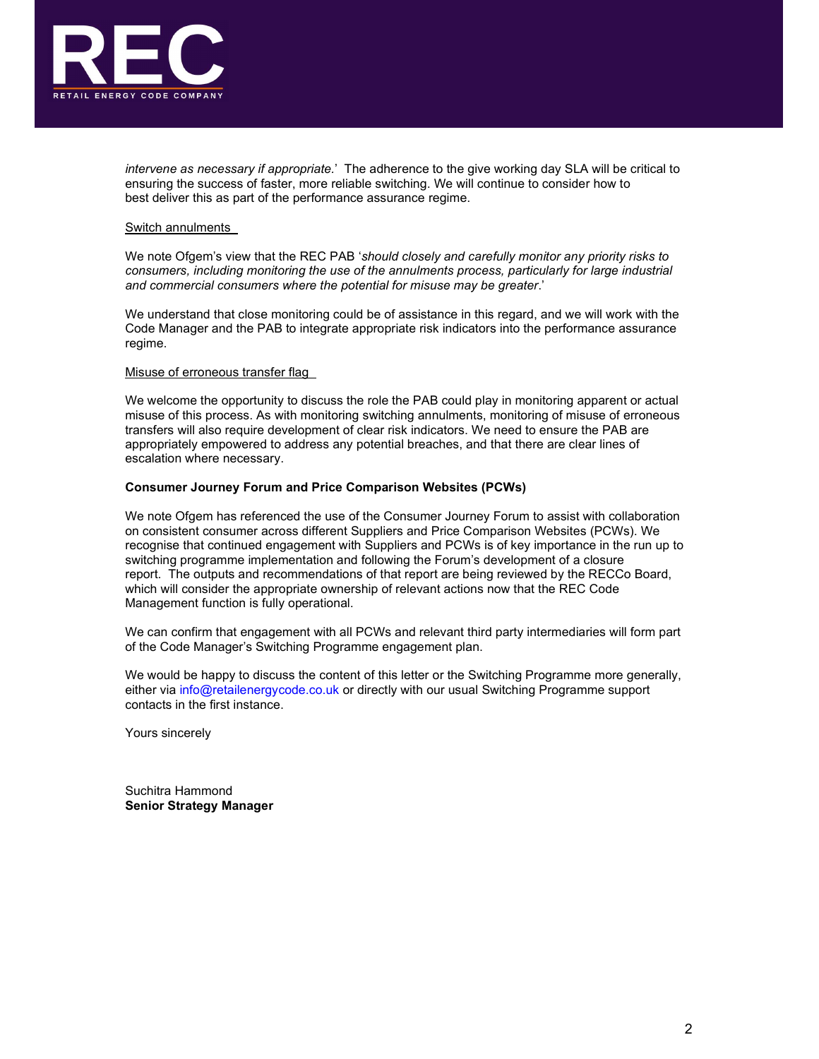*intervene as necessary if appropriate.*' The adherence to the give working day SLA will be critical to ensuring the success of faster, more reliable switching. We will continue to consider how to best deliver this as part of the performance assurance regime.

Switch annulments

We note Ofgem's view that the REC PAB '*should closely and carefully monitor any priority risks to consumers, including monitoring the use of the annulments process, particularly for large industrial and commercial consumers where the potential for misuse may be greater*.'

We understand that close monitoring could be of assistance in this regard, and we will work with the Code Manager and the PAB to integrate appropriate risk indicators into the performance assurance regime.

Misuse of erroneous transfer flag

We welcome the opportunity to discuss the role the PAB could play in monitoring apparent or actual misuse of this process. As with monitoring switching annulments, monitoring of misuse of erroneous transfers will also require development of clear risk indicators. We need to ensure the PAB are appropriately empowered to address any potential breaches, and that there are clear lines of escalation where necessary.

**Consumer Journey Forum and Price Comparison Websites (PCWs)**

We note Ofgem has referenced the use of the Consumer Journey Forum to assist with collaboration on consistent consumer across different Suppliers and Price Comparison Websites (PCWs). We recognise that continued engagement with Suppliers and PCWs is of key importance in the run up to switching programme implementation and following the Forum's development of a closure report. The outputs and recommendations of that report are being reviewed by the RECCo Board, which will consider the appropriate ownership of relevant actions now that the REC Code Management function is fully operational.

We can confirm that engagement with all PCWs and relevant third party intermediaries will form part of the Code Manager's Switching Programme engagement plan.

We would be happy to discuss the content of this letter or the Switching Programme more generally, either via info@retailenergycode.co.uk or directly with our usual Switching Programme support contacts in the first instance.

Yours sincerely

Suchitra Hammond
**Senior Strategy Manager**